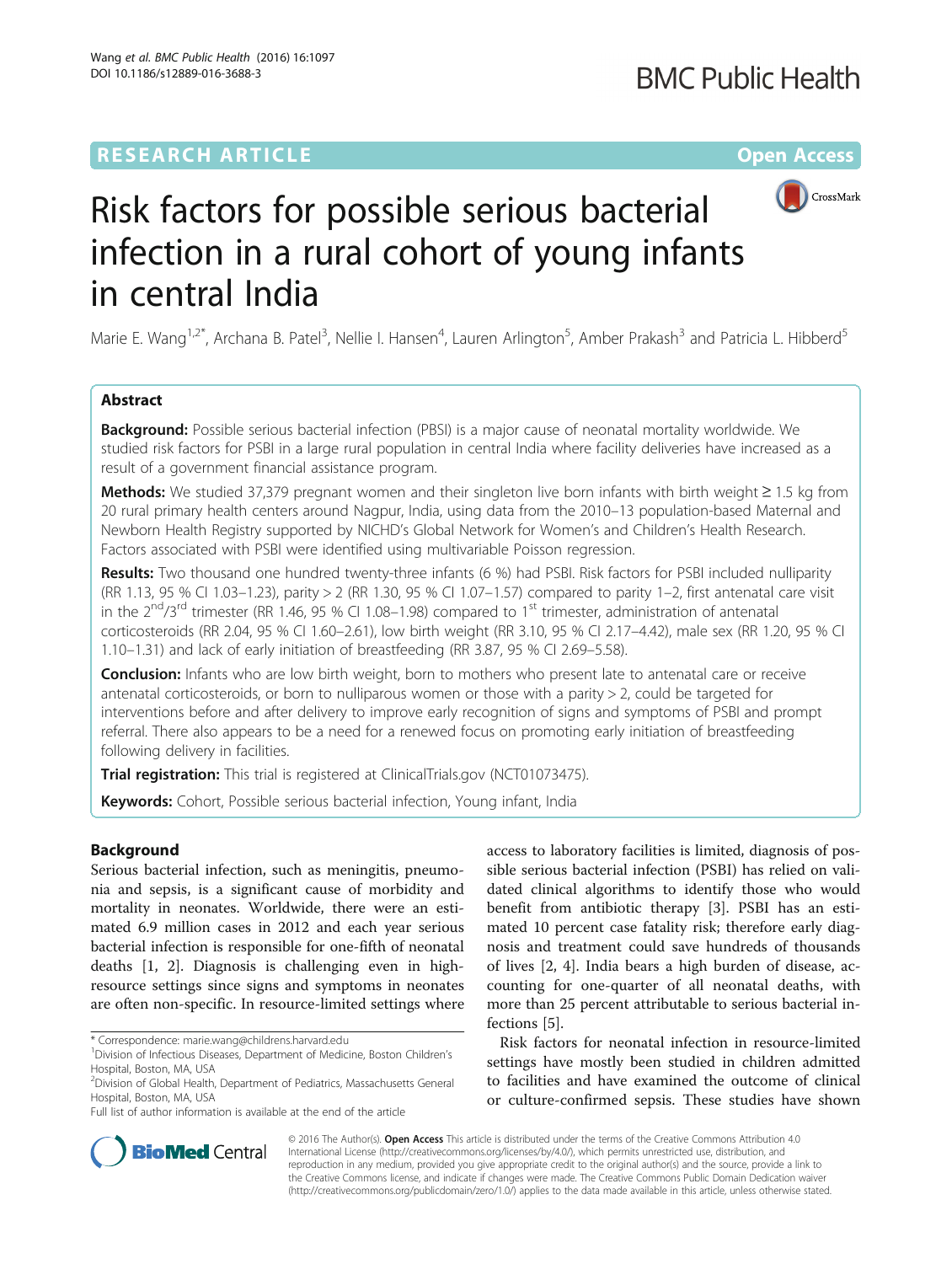RESEARCH ARTICLE

Open Access

# Risk factors for possible serious bacterial infection in a rural cohort of young infants in central India

Marie E. Wang[1,2*], Archana B. Patel[3], Nellie I. Hansen[4], Lauren Arlington[5], Amber Prakash[3] and Patricia L. Hibberd[5]

## Abstract

**Background:** Possible serious bacterial infection (PBSI) is a major cause of neonatal mortality worldwide. We studied risk factors for PSBI in a large rural population in central India where facility deliveries have increased as a result of a government financial assistance program.

**Methods:** We studied 37,379 pregnant women and their singleton live born infants with birth weight ≥ 1.5 kg from 20 rural primary health centers around Nagpur, India, using data from the 2010–13 population-based Maternal and Newborn Health Registry supported by NICHD's Global Network for Women's and Children's Health Research. Factors associated with PSBI were identified using multivariable Poisson regression.

**Results:** Two thousand one hundred twenty-three infants (6 %) had PSBI. Risk factors for PSBI included nulliparity (RR 1.13, 95 % CI 1.03–1.23), parity > 2 (RR 1.30, 95 % CI 1.07–1.57) compared to parity 1–2, first antenatal care visit in the 2[nd]/3[rd] trimester (RR 1.46, 95 % CI 1.08–1.98) compared to 1[st] trimester, administration of antenatal corticosteroids (RR 2.04, 95 % CI 1.60–2.61), low birth weight (RR 3.10, 95 % CI 2.17–4.42), male sex (RR 1.20, 95 % CI 1.10–1.31) and lack of early initiation of breastfeeding (RR 3.87, 95 % CI 2.69–5.58).

**Conclusion:** Infants who are low birth weight, born to mothers who present late to antenatal care or receive antenatal corticosteroids, or born to nulliparous women or those with a parity > 2, could be targeted for interventions before and after delivery to improve early recognition of signs and symptoms of PSBI and prompt referral. There also appears to be a need for a renewed focus on promoting early initiation of breastfeeding following delivery in facilities.

**Trial registration:** This trial is registered at ClinicalTrials.gov (NCT01073475).

**Keywords:** Cohort, Possible serious bacterial infection, Young infant, India

## Background

Serious bacterial infection, such as meningitis, pneumonia and sepsis, is a significant cause of morbidity and mortality in neonates. Worldwide, there were an estimated 6.9 million cases in 2012 and each year serious bacterial infection is responsible for one-fifth of neonatal deaths [1, 2]. Diagnosis is challenging even in high-resource settings since signs and symptoms in neonates are often non-specific. In resource-limited settings where access to laboratory facilities is limited, diagnosis of possible serious bacterial infection (PSBI) has relied on validated clinical algorithms to identify those who would benefit from antibiotic therapy [3]. PSBI has an estimated 10 percent case fatality risk; therefore early diagnosis and treatment could save hundreds of thousands of lives [2, 4]. India bears a high burden of disease, accounting for one-quarter of all neonatal deaths, with more than 25 percent attributable to serious bacterial infections [5].

Risk factors for neonatal infection in resource-limited settings have mostly been studied in children admitted to facilities and have examined the outcome of clinical or culture-confirmed sepsis. These studies have shown

\* Correspondence: marie.wang@childrens.harvard.edu
[1]Division of Infectious Diseases, Department of Medicine, Boston Children's Hospital, Boston, MA, USA
[2]Division of Global Health, Department of Pediatrics, Massachusetts General Hospital, Boston, MA, USA
Full list of author information is available at the end of the article

© 2016 The Author(s). **Open Access** This article is distributed under the terms of the Creative Commons Attribution 4.0 International License (http://creativecommons.org/licenses/by/4.0/), which permits unrestricted use, distribution, and reproduction in any medium, provided you give appropriate credit to the original author(s) and the source, provide a link to the Creative Commons license, and indicate if changes were made. The Creative Commons Public Domain Dedication waiver (http://creativecommons.org/publicdomain/zero/1.0/) applies to the data made available in this article, unless otherwise stated.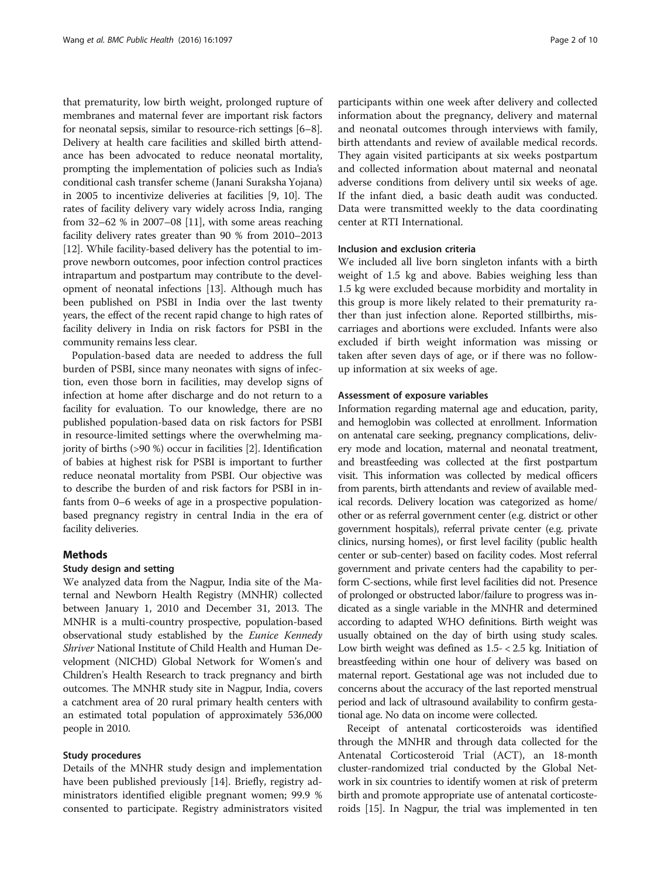that prematurity, low birth weight, prolonged rupture of membranes and maternal fever are important risk factors for neonatal sepsis, similar to resource-rich settings [6–8]. Delivery at health care facilities and skilled birth attendance has been advocated to reduce neonatal mortality, prompting the implementation of policies such as India's conditional cash transfer scheme (Janani Suraksha Yojana) in 2005 to incentivize deliveries at facilities [9, 10]. The rates of facility delivery vary widely across India, ranging from 32–62 % in 2007–08 [11], with some areas reaching facility delivery rates greater than 90 % from 2010–2013 [12]. While facility-based delivery has the potential to improve newborn outcomes, poor infection control practices intrapartum and postpartum may contribute to the development of neonatal infections [13]. Although much has been published on PSBI in India over the last twenty years, the effect of the recent rapid change to high rates of facility delivery in India on risk factors for PSBI in the community remains less clear.

Population-based data are needed to address the full burden of PSBI, since many neonates with signs of infection, even those born in facilities, may develop signs of infection at home after discharge and do not return to a facility for evaluation. To our knowledge, there are no published population-based data on risk factors for PSBI in resource-limited settings where the overwhelming majority of births (>90 %) occur in facilities [2]. Identification of babies at highest risk for PSBI is important to further reduce neonatal mortality from PSBI. Our objective was to describe the burden of and risk factors for PSBI in infants from 0–6 weeks of age in a prospective population-based pregnancy registry in central India in the era of facility deliveries.

## Methods

### Study design and setting

We analyzed data from the Nagpur, India site of the Maternal and Newborn Health Registry (MNHR) collected between January 1, 2010 and December 31, 2013. The MNHR is a multi-country prospective, population-based observational study established by the *Eunice Kennedy Shriver* National Institute of Child Health and Human Development (NICHD) Global Network for Women's and Children's Health Research to track pregnancy and birth outcomes. The MNHR study site in Nagpur, India, covers a catchment area of 20 rural primary health centers with an estimated total population of approximately 536,000 people in 2010.

### Study procedures

Details of the MNHR study design and implementation have been published previously [14]. Briefly, registry administrators identified eligible pregnant women; 99.9 % consented to participate. Registry administrators visited participants within one week after delivery and collected information about the pregnancy, delivery and maternal and neonatal outcomes through interviews with family, birth attendants and review of available medical records. They again visited participants at six weeks postpartum and collected information about maternal and neonatal adverse conditions from delivery until six weeks of age. If the infant died, a basic death audit was conducted. Data were transmitted weekly to the data coordinating center at RTI International.

### Inclusion and exclusion criteria

We included all live born singleton infants with a birth weight of 1.5 kg and above. Babies weighing less than 1.5 kg were excluded because morbidity and mortality in this group is more likely related to their prematurity rather than just infection alone. Reported stillbirths, miscarriages and abortions were excluded. Infants were also excluded if birth weight information was missing or taken after seven days of age, or if there was no follow-up information at six weeks of age.

### Assessment of exposure variables

Information regarding maternal age and education, parity, and hemoglobin was collected at enrollment. Information on antenatal care seeking, pregnancy complications, delivery mode and location, maternal and neonatal treatment, and breastfeeding was collected at the first postpartum visit. This information was collected by medical officers from parents, birth attendants and review of available medical records. Delivery location was categorized as home/other or as referral government center (e.g. district or other government hospitals), referral private center (e.g. private clinics, nursing homes), or first level facility (public health center or sub-center) based on facility codes. Most referral government and private centers had the capability to perform C-sections, while first level facilities did not. Presence of prolonged or obstructed labor/failure to progress was indicated as a single variable in the MNHR and determined according to adapted WHO definitions. Birth weight was usually obtained on the day of birth using study scales. Low birth weight was defined as 1.5- < 2.5 kg. Initiation of breastfeeding within one hour of delivery was based on maternal report. Gestational age was not included due to concerns about the accuracy of the last reported menstrual period and lack of ultrasound availability to confirm gestational age. No data on income were collected.

Receipt of antenatal corticosteroids was identified through the MNHR and through data collected for the Antenatal Corticosteroid Trial (ACT), an 18-month cluster-randomized trial conducted by the Global Network in six countries to identify women at risk of preterm birth and promote appropriate use of antenatal corticosteroids [15]. In Nagpur, the trial was implemented in ten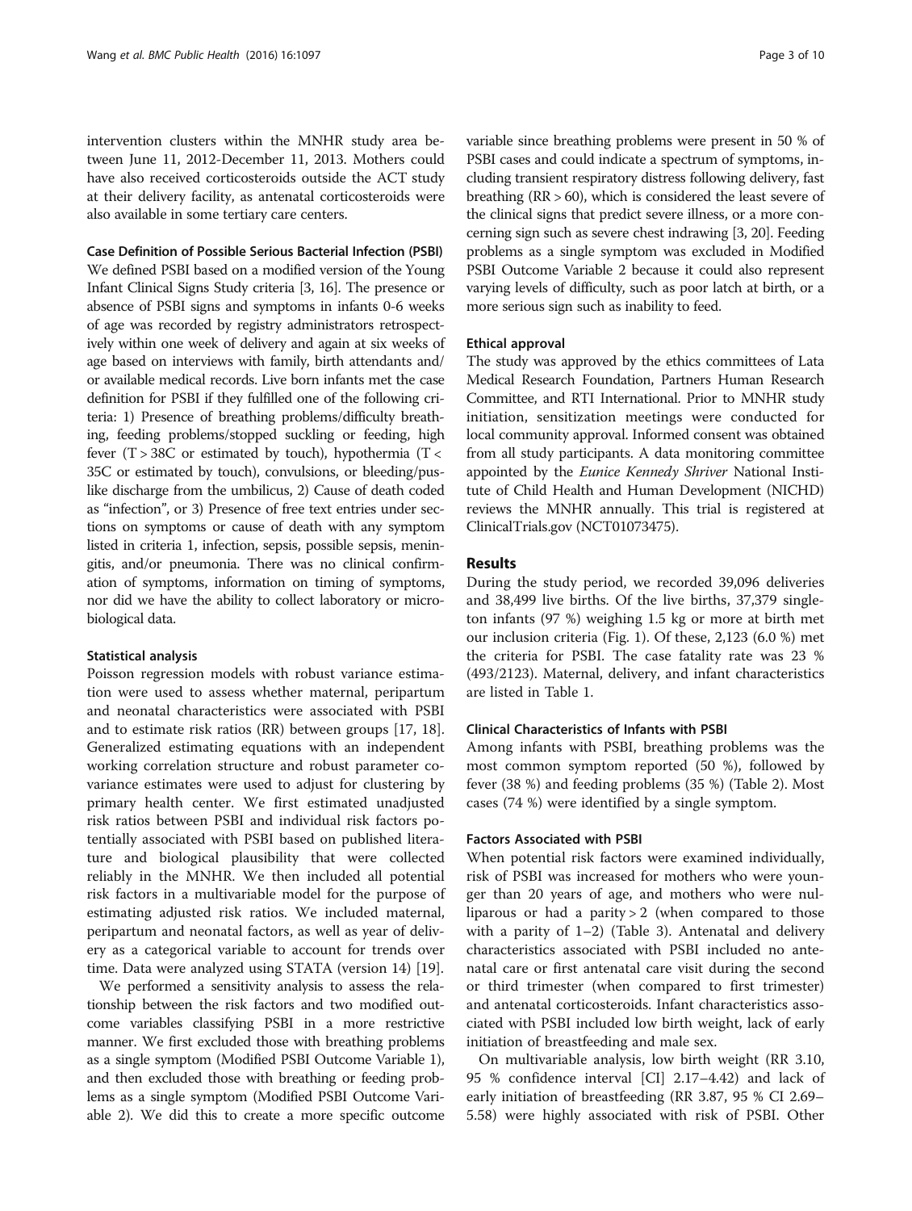intervention clusters within the MNHR study area between June 11, 2012-December 11, 2013. Mothers could have also received corticosteroids outside the ACT study at their delivery facility, as antenatal corticosteroids were also available in some tertiary care centers.

#### Case Definition of Possible Serious Bacterial Infection (PSBI)

We defined PSBI based on a modified version of the Young Infant Clinical Signs Study criteria [3, 16]. The presence or absence of PSBI signs and symptoms in infants 0-6 weeks of age was recorded by registry administrators retrospectively within one week of delivery and again at six weeks of age based on interviews with family, birth attendants and/or available medical records. Live born infants met the case definition for PSBI if they fulfilled one of the following criteria: 1) Presence of breathing problems/difficulty breathing, feeding problems/stopped suckling or feeding, high fever ($T > 38C$ or estimated by touch), hypothermia ($T < 35C$ or estimated by touch), convulsions, or bleeding/pus-like discharge from the umbilicus, 2) Cause of death coded as "infection", or 3) Presence of free text entries under sections on symptoms or cause of death with any symptom listed in criteria 1, infection, sepsis, possible sepsis, meningitis, and/or pneumonia. There was no clinical confirmation of symptoms, information on timing of symptoms, nor did we have the ability to collect laboratory or microbiological data.

#### Statistical analysis

Poisson regression models with robust variance estimation were used to assess whether maternal, peripartum and neonatal characteristics were associated with PSBI and to estimate risk ratios (RR) between groups [17, 18]. Generalized estimating equations with an independent working correlation structure and robust parameter covariance estimates were used to adjust for clustering by primary health center. We first estimated unadjusted risk ratios between PSBI and individual risk factors potentially associated with PSBI based on published literature and biological plausibility that were collected reliably in the MNHR. We then included all potential risk factors in a multivariable model for the purpose of estimating adjusted risk ratios. We included maternal, peripartum and neonatal factors, as well as year of delivery as a categorical variable to account for trends over time. Data were analyzed using STATA (version 14) [19].

We performed a sensitivity analysis to assess the relationship between the risk factors and two modified outcome variables classifying PSBI in a more restrictive manner. We first excluded those with breathing problems as a single symptom (Modified PSBI Outcome Variable 1), and then excluded those with breathing or feeding problems as a single symptom (Modified PSBI Outcome Variable 2). We did this to create a more specific outcome variable since breathing problems were present in 50 % of PSBI cases and could indicate a spectrum of symptoms, including transient respiratory distress following delivery, fast breathing ($RR > 60$), which is considered the least severe of the clinical signs that predict severe illness, or a more concerning sign such as severe chest indrawing [3, 20]. Feeding problems as a single symptom was excluded in Modified PSBI Outcome Variable 2 because it could also represent varying levels of difficulty, such as poor latch at birth, or a more serious sign such as inability to feed.

#### Ethical approval

The study was approved by the ethics committees of Lata Medical Research Foundation, Partners Human Research Committee, and RTI International. Prior to MNHR study initiation, sensitization meetings were conducted for local community approval. Informed consent was obtained from all study participants. A data monitoring committee appointed by the *Eunice Kennedy Shriver* National Institute of Child Health and Human Development (NICHD) reviews the MNHR annually. This trial is registered at ClinicalTrials.gov (NCT01073475).

## Results

During the study period, we recorded 39,096 deliveries and 38,499 live births. Of the live births, 37,379 singleton infants (97 %) weighing 1.5 kg or more at birth met our inclusion criteria (Fig. 1). Of these, 2,123 (6.0 %) met the criteria for PSBI. The case fatality rate was 23 % (493/2123). Maternal, delivery, and infant characteristics are listed in Table 1.

#### Clinical Characteristics of Infants with PSBI

Among infants with PSBI, breathing problems was the most common symptom reported (50 %), followed by fever (38 %) and feeding problems (35 %) (Table 2). Most cases (74 %) were identified by a single symptom.

#### Factors Associated with PSBI

When potential risk factors were examined individually, risk of PSBI was increased for mothers who were younger than 20 years of age, and mothers who were nulliparous or had a parity > 2 (when compared to those with a parity of 1–2) (Table 3). Antenatal and delivery characteristics associated with PSBI included no antenatal care or first antenatal care visit during the second or third trimester (when compared to first trimester) and antenatal corticosteroids. Infant characteristics associated with PSBI included low birth weight, lack of early initiation of breastfeeding and male sex.

On multivariable analysis, low birth weight (RR 3.10, 95 % confidence interval [CI] 2.17–4.42) and lack of early initiation of breastfeeding (RR 3.87, 95 % CI 2.69–5.58) were highly associated with risk of PSBI. Other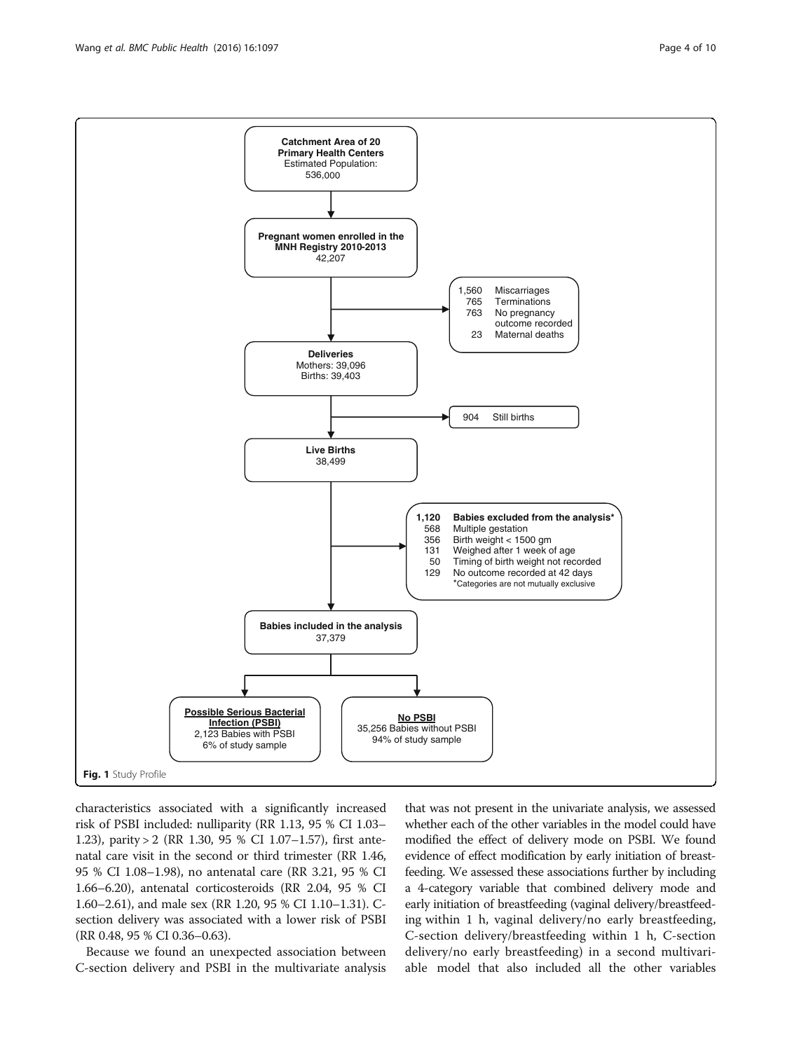Catchment Area of 20 Primary Health Centers
Estimated Population: 536,000

Pregnant women enrolled in the MNH Registry 2010-2013
42,207

1,560 Miscarriages
765 Terminations
763 No pregnancy outcome recorded
23 Maternal deaths

Deliveries
Mothers: 39,096
Births: 39,403

904 Still births

Live Births
38,499

1,120 Babies excluded from the analysis*
568 Multiple gestation
356 Birth weight < 1500 gm
131 Weighed after 1 week of age
50 Timing of birth weight not recorded
129 No outcome recorded at 42 days
*Categories are not mutually exclusive

Babies included in the analysis
37,379

Possible Serious Bacterial Infection (PSBI)
2,123 Babies with PSBI
6% of study sample

No PSBI
35,256 Babies without PSBI
94% of study sample

**Fig. 1** Study Profile

characteristics associated with a significantly increased risk of PSBI included: nulliparity (RR 1.13, 95 % CI 1.03–1.23), parity > 2 (RR 1.30, 95 % CI 1.07–1.57), first antenatal care visit in the second or third trimester (RR 1.46, 95 % CI 1.08–1.98), no antenatal care (RR 3.21, 95 % CI 1.66–6.20), antenatal corticosteroids (RR 2.04, 95 % CI 1.60–2.61), and male sex (RR 1.20, 95 % CI 1.10–1.31). C-section delivery was associated with a lower risk of PSBI (RR 0.48, 95 % CI 0.36–0.63).

Because we found an unexpected association between C-section delivery and PSBI in the multivariate analysis that was not present in the univariate analysis, we assessed whether each of the other variables in the model could have modified the effect of delivery mode on PSBI. We found evidence of effect modification by early initiation of breastfeeding. We assessed these associations further by including a 4-category variable that combined delivery mode and early initiation of breastfeeding (vaginal delivery/breastfeeding within 1 h, vaginal delivery/no early breastfeeding, C-section delivery/breastfeeding within 1 h, C-section delivery/no early breastfeeding) in a second multivariable model that also included all the other variables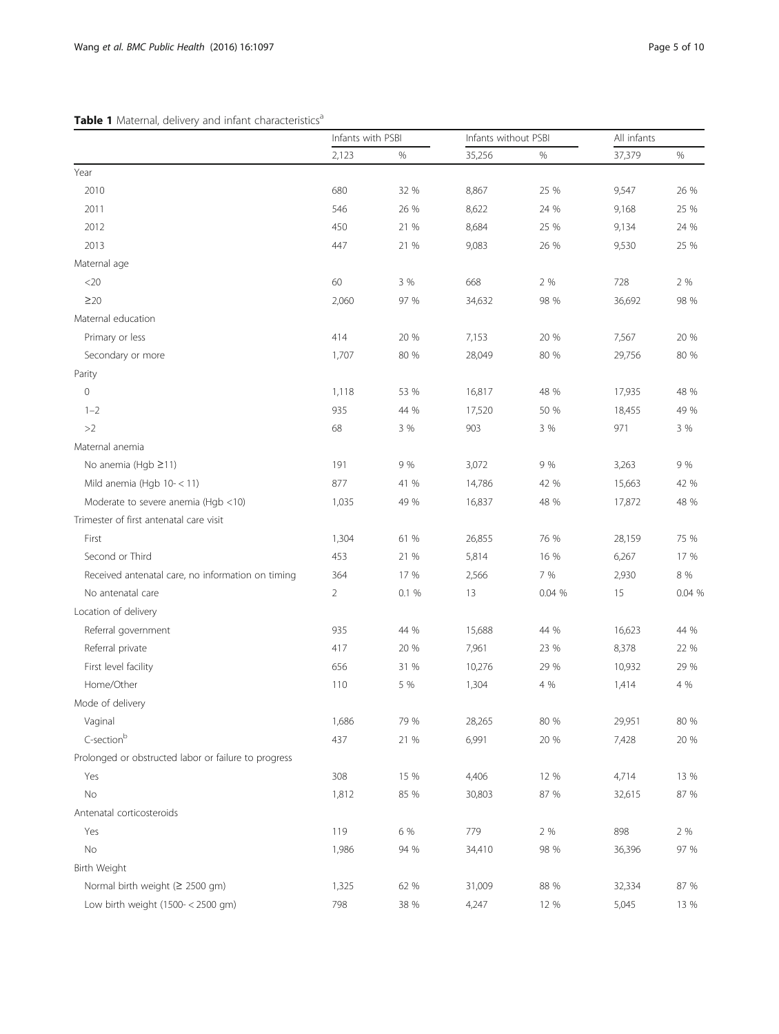**Table 1** Maternal, delivery and infant characteristics[a]

| | Infants with PSBI | | Infants without PSBI | | All infants | |
|---|---|---|---|---|---|---|
| | 2,123 | % | 35,256 | % | 37,379 | % |
| Year | | | | | | |
| 2010 | 680 | 32 % | 8,867 | 25 % | 9,547 | 26 % |
| 2011 | 546 | 26 % | 8,622 | 24 % | 9,168 | 25 % |
| 2012 | 450 | 21 % | 8,684 | 25 % | 9,134 | 24 % |
| 2013 | 447 | 21 % | 9,083 | 26 % | 9,530 | 25 % |
| Maternal age | | | | | | |
| <20 | 60 | 3 % | 668 | 2 % | 728 | 2 % |
| ≥20 | 2,060 | 97 % | 34,632 | 98 % | 36,692 | 98 % |
| Maternal education | | | | | | |
| Primary or less | 414 | 20 % | 7,153 | 20 % | 7,567 | 20 % |
| Secondary or more | 1,707 | 80 % | 28,049 | 80 % | 29,756 | 80 % |
| Parity | | | | | | |
| 0 | 1,118 | 53 % | 16,817 | 48 % | 17,935 | 48 % |
| 1–2 | 935 | 44 % | 17,520 | 50 % | 18,455 | 49 % |
| >2 | 68 | 3 % | 903 | 3 % | 971 | 3 % |
| Maternal anemia | | | | | | |
| No anemia (Hgb ≥11) | 191 | 9 % | 3,072 | 9 % | 3,263 | 9 % |
| Mild anemia (Hgb 10- < 11) | 877 | 41 % | 14,786 | 42 % | 15,663 | 42 % |
| Moderate to severe anemia (Hgb <10) | 1,035 | 49 % | 16,837 | 48 % | 17,872 | 48 % |
| Trimester of first antenatal care visit | | | | | | |
| First | 1,304 | 61 % | 26,855 | 76 % | 28,159 | 75 % |
| Second or Third | 453 | 21 % | 5,814 | 16 % | 6,267 | 17 % |
| Received antenatal care, no information on timing | 364 | 17 % | 2,566 | 7 % | 2,930 | 8 % |
| No antenatal care | 2 | 0.1 % | 13 | 0.04 % | 15 | 0.04 % |
| Location of delivery | | | | | | |
| Referral government | 935 | 44 % | 15,688 | 44 % | 16,623 | 44 % |
| Referral private | 417 | 20 % | 7,961 | 23 % | 8,378 | 22 % |
| First level facility | 656 | 31 % | 10,276 | 29 % | 10,932 | 29 % |
| Home/Other | 110 | 5 % | 1,304 | 4 % | 1,414 | 4 % |
| Mode of delivery | | | | | | |
| Vaginal | 1,686 | 79 % | 28,265 | 80 % | 29,951 | 80 % |
| C-section[b] | 437 | 21 % | 6,991 | 20 % | 7,428 | 20 % |
| Prolonged or obstructed labor or failure to progress | | | | | | |
| Yes | 308 | 15 % | 4,406 | 12 % | 4,714 | 13 % |
| No | 1,812 | 85 % | 30,803 | 87 % | 32,615 | 87 % |
| Antenatal corticosteroids | | | | | | |
| Yes | 119 | 6 % | 779 | 2 % | 898 | 2 % |
| No | 1,986 | 94 % | 34,410 | 98 % | 36,396 | 97 % |
| Birth Weight | | | | | | |
| Normal birth weight (≥ 2500 gm) | 1,325 | 62 % | 31,009 | 88 % | 32,334 | 87 % |
| Low birth weight (1500- < 2500 gm) | 798 | 38 % | 4,247 | 12 % | 5,045 | 13 % |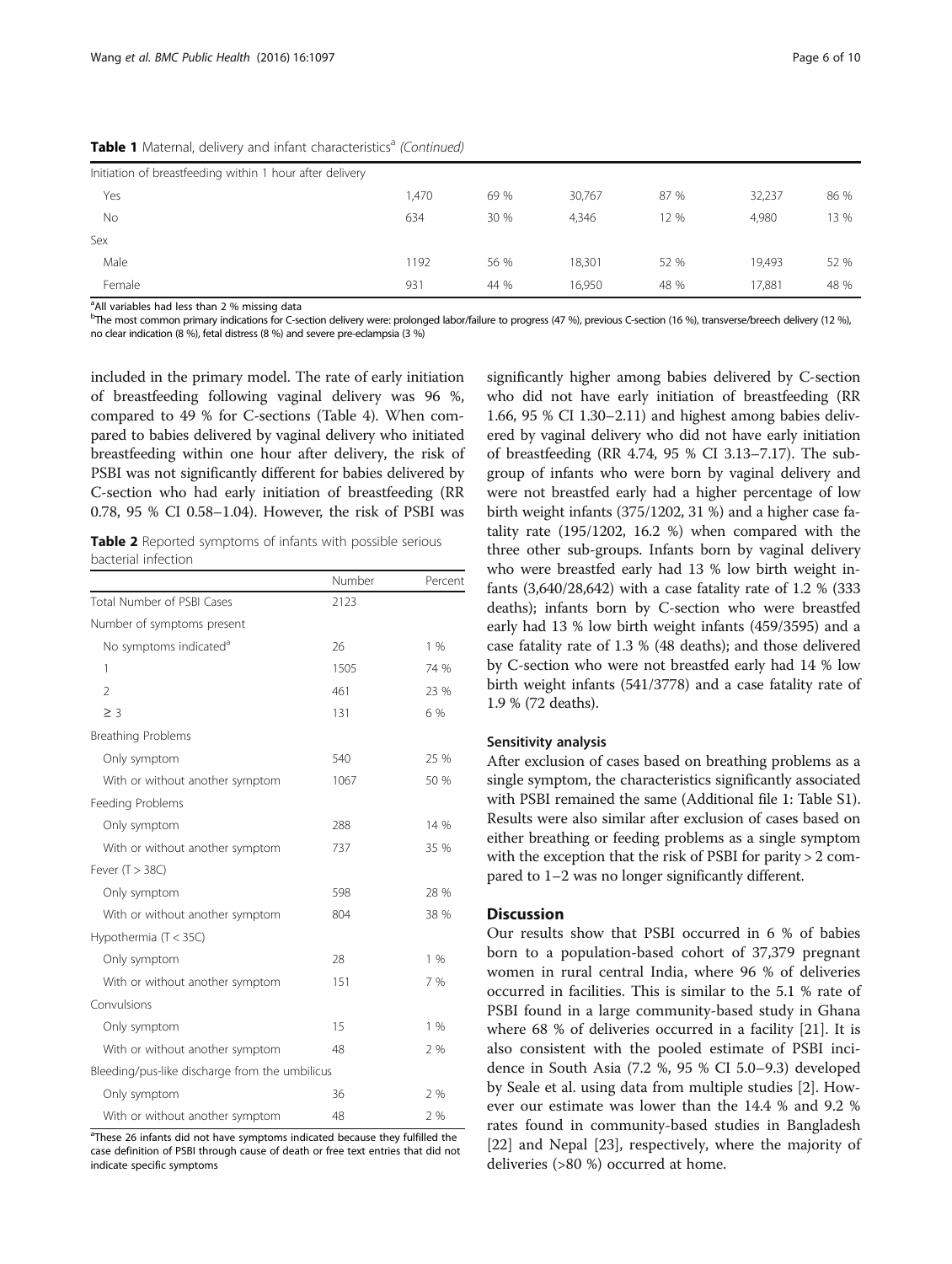**Table 1** Maternal, delivery and infant characteristics[a] *(Continued)*

| | | | | | | |
|---|---|---|---|---|---|---|
| Initiation of breastfeeding within 1 hour after delivery | | | | | | |
| Yes | 1,470 | 69 % | 30,767 | 87 % | 32,237 | 86 % |
| No | 634 | 30 % | 4,346 | 12 % | 4,980 | 13 % |
| Sex | | | | | | |
| Male | 1192 | 56 % | 18,301 | 52 % | 19,493 | 52 % |
| Female | 931 | 44 % | 16,950 | 48 % | 17,881 | 48 % |

[a]All variables had less than 2 % missing data

[b]The most common primary indications for C-section delivery were: prolonged labor/failure to progress (47 %), previous C-section (16 %), transverse/breech delivery (12 %), no clear indication (8 %), fetal distress (8 %) and severe pre-eclampsia (3 %)

included in the primary model. The rate of early initiation of breastfeeding following vaginal delivery was 96 %, compared to 49 % for C-sections (Table 4). When compared to babies delivered by vaginal delivery who initiated breastfeeding within one hour after delivery, the risk of PSBI was not significantly different for babies delivered by C-section who had early initiation of breastfeeding (RR 0.78, 95 % CI 0.58–1.04). However, the risk of PSBI was significantly higher among babies delivered by C-section who did not have early initiation of breastfeeding (RR 1.66, 95 % CI 1.30–2.11) and highest among babies delivered by vaginal delivery who did not have early initiation of breastfeeding (RR 4.74, 95 % CI 3.13–7.17). The subgroup of infants who were born by vaginal delivery and were not breastfed early had a higher percentage of low birth weight infants (375/1202, 31 %) and a higher case fatality rate (195/1202, 16.2 %) when compared with the three other sub-groups. Infants born by vaginal delivery who were breastfed early had 13 % low birth weight infants (3,640/28,642) with a case fatality rate of 1.2 % (333 deaths); infants born by C-section who were breastfed early had 13 % low birth weight infants (459/3595) and a case fatality rate of 1.3 % (48 deaths); and those delivered by C-section who were not breastfed early had 14 % low birth weight infants (541/3778) and a case fatality rate of 1.9 % (72 deaths).

**Table 2** Reported symptoms of infants with possible serious bacterial infection

| | Number | Percent |
|---|---|---|
| Total Number of PSBI Cases | 2123 | |
| Number of symptoms present | | |
| No symptoms indicated[a] | 26 | 1 % |
| 1 | 1505 | 74 % |
| 2 | 461 | 23 % |
| ≥ 3 | 131 | 6 % |
| Breathing Problems | | |
| Only symptom | 540 | 25 % |
| With or without another symptom | 1067 | 50 % |
| Feeding Problems | | |
| Only symptom | 288 | 14 % |
| With or without another symptom | 737 | 35 % |
| Fever (T > 38C) | | |
| Only symptom | 598 | 28 % |
| With or without another symptom | 804 | 38 % |
| Hypothermia (T < 35C) | | |
| Only symptom | 28 | 1 % |
| With or without another symptom | 151 | 7 % |
| Convulsions | | |
| Only symptom | 15 | 1 % |
| With or without another symptom | 48 | 2 % |
| Bleeding/pus-like discharge from the umbilicus | | |
| Only symptom | 36 | 2 % |
| With or without another symptom | 48 | 2 % |

[a]These 26 infants did not have symptoms indicated because they fulfilled the case definition of PSBI through cause of death or free text entries that did not indicate specific symptoms

#### Sensitivity analysis

After exclusion of cases based on breathing problems as a single symptom, the characteristics significantly associated with PSBI remained the same (Additional file 1: Table S1). Results were also similar after exclusion of cases based on either breathing or feeding problems as a single symptom with the exception that the risk of PSBI for parity > 2 compared to 1–2 was no longer significantly different.

## Discussion

Our results show that PSBI occurred in 6 % of babies born to a population-based cohort of 37,379 pregnant women in rural central India, where 96 % of deliveries occurred in facilities. This is similar to the 5.1 % rate of PSBI found in a large community-based study in Ghana where 68 % of deliveries occurred in a facility [21]. It is also consistent with the pooled estimate of PSBI incidence in South Asia (7.2 %, 95 % CI 5.0–9.3) developed by Seale et al. using data from multiple studies [2]. However our estimate was lower than the 14.4 % and 9.2 % rates found in community-based studies in Bangladesh [22] and Nepal [23], respectively, where the majority of deliveries (>80 %) occurred at home.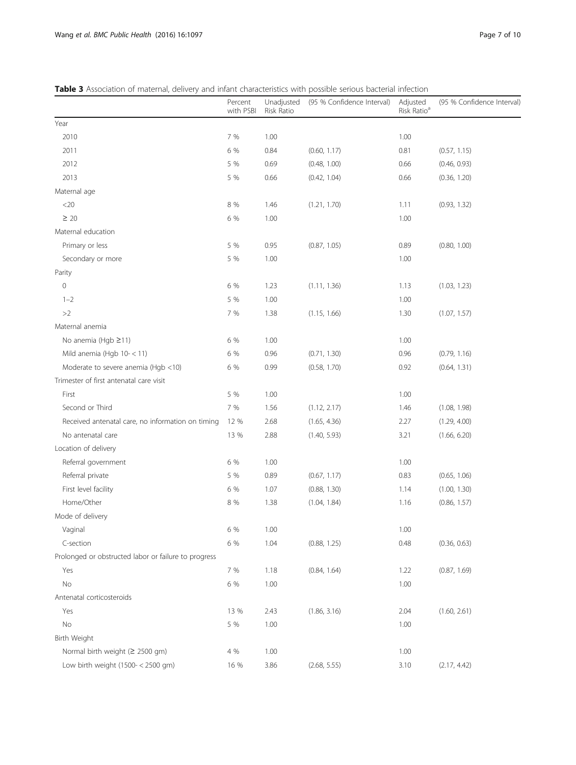**Table 3** Association of maternal, delivery and infant characteristics with possible serious bacterial infection

| | Percent with PSBI | Unadjusted Risk Ratio | (95 % Confidence Interval) | Adjusted Risk Ratio[a] | (95 % Confidence Interval) |
|---|---|---|---|---|---|
| Year | | | | | |
| 2010 | 7 % | 1.00 | | 1.00 | |
| 2011 | 6 % | 0.84 | (0.60, 1.17) | 0.81 | (0.57, 1.15) |
| 2012 | 5 % | 0.69 | (0.48, 1.00) | 0.66 | (0.46, 0.93) |
| 2013 | 5 % | 0.66 | (0.42, 1.04) | 0.66 | (0.36, 1.20) |
| Maternal age | | | | | |
| <20 | 8 % | 1.46 | (1.21, 1.70) | 1.11 | (0.93, 1.32) |
| ≥ 20 | 6 % | 1.00 | | 1.00 | |
| Maternal education | | | | | |
| Primary or less | 5 % | 0.95 | (0.87, 1.05) | 0.89 | (0.80, 1.00) |
| Secondary or more | 5 % | 1.00 | | 1.00 | |
| Parity | | | | | |
| 0 | 6 % | 1.23 | (1.11, 1.36) | 1.13 | (1.03, 1.23) |
| 1–2 | 5 % | 1.00 | | 1.00 | |
| >2 | 7 % | 1.38 | (1.15, 1.66) | 1.30 | (1.07, 1.57) |
| Maternal anemia | | | | | |
| No anemia (Hgb ≥11) | 6 % | 1.00 | | 1.00 | |
| Mild anemia (Hgb 10- < 11) | 6 % | 0.96 | (0.71, 1.30) | 0.96 | (0.79, 1.16) |
| Moderate to severe anemia (Hgb <10) | 6 % | 0.99 | (0.58, 1.70) | 0.92 | (0.64, 1.31) |
| Trimester of first antenatal care visit | | | | | |
| First | 5 % | 1.00 | | 1.00 | |
| Second or Third | 7 % | 1.56 | (1.12, 2.17) | 1.46 | (1.08, 1.98) |
| Received antenatal care, no information on timing | 12 % | 2.68 | (1.65, 4.36) | 2.27 | (1.29, 4.00) |
| No antenatal care | 13 % | 2.88 | (1.40, 5.93) | 3.21 | (1.66, 6.20) |
| Location of delivery | | | | | |
| Referral government | 6 % | 1.00 | | 1.00 | |
| Referral private | 5 % | 0.89 | (0.67, 1.17) | 0.83 | (0.65, 1.06) |
| First level facility | 6 % | 1.07 | (0.88, 1.30) | 1.14 | (1.00, 1.30) |
| Home/Other | 8 % | 1.38 | (1.04, 1.84) | 1.16 | (0.86, 1.57) |
| Mode of delivery | | | | | |
| Vaginal | 6 % | 1.00 | | 1.00 | |
| C-section | 6 % | 1.04 | (0.88, 1.25) | 0.48 | (0.36, 0.63) |
| Prolonged or obstructed labor or failure to progress | | | | | |
| Yes | 7 % | 1.18 | (0.84, 1.64) | 1.22 | (0.87, 1.69) |
| No | 6 % | 1.00 | | 1.00 | |
| Antenatal corticosteroids | | | | | |
| Yes | 13 % | 2.43 | (1.86, 3.16) | 2.04 | (1.60, 2.61) |
| No | 5 % | 1.00 | | 1.00 | |
| Birth Weight | | | | | |
| Normal birth weight (≥ 2500 gm) | 4 % | 1.00 | | 1.00 | |
| Low birth weight (1500- < 2500 gm) | 16 % | 3.86 | (2.68, 5.55) | 3.10 | (2.17, 4.42) |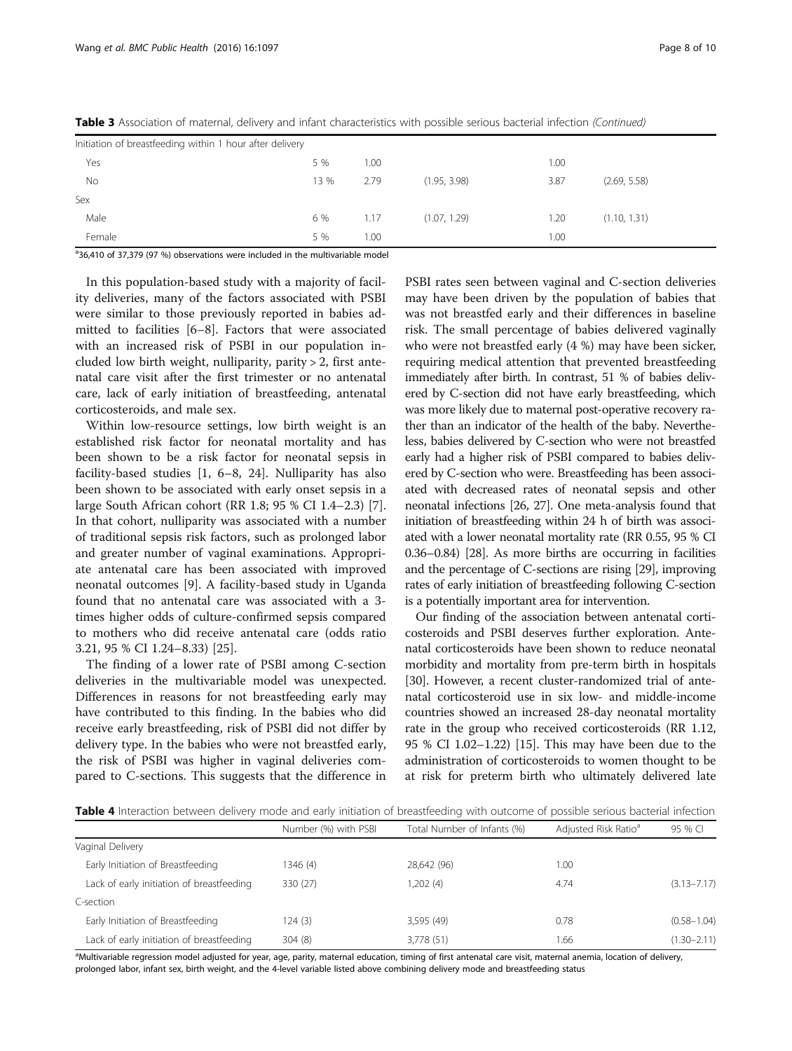**Table 3** Association of maternal, delivery and infant characteristics with possible serious bacterial infection *(Continued)*

| | | | | | |
|---|---|---|---|---|---|
| Initiation of breastfeeding within 1 hour after delivery | | | | | |
| Yes | 5 % | 1.00 | | 1.00 | |
| No | 13 % | 2.79 | (1.95, 3.98) | 3.87 | (2.69, 5.58) |
| Sex | | | | | |
| Male | 6 % | 1.17 | (1.07, 1.29) | 1.20 | (1.10, 1.31) |
| Female | 5 % | 1.00 | | 1.00 | |

[a] 36,410 of 37,379 (97 %) observations were included in the multivariable model

In this population-based study with a majority of facility deliveries, many of the factors associated with PSBI were similar to those previously reported in babies admitted to facilities [6–8]. Factors that were associated with an increased risk of PSBI in our population included low birth weight, nulliparity, parity > 2, first antenatal care visit after the first trimester or no antenatal care, lack of early initiation of breastfeeding, antenatal corticosteroids, and male sex.

Within low-resource settings, low birth weight is an established risk factor for neonatal mortality and has been shown to be a risk factor for neonatal sepsis in facility-based studies [1, 6–8, 24]. Nulliparity has also been shown to be associated with early onset sepsis in a large South African cohort (RR 1.8; 95 % CI 1.4–2.3) [7]. In that cohort, nulliparity was associated with a number of traditional sepsis risk factors, such as prolonged labor and greater number of vaginal examinations. Appropriate antenatal care has been associated with improved neonatal outcomes [9]. A facility-based study in Uganda found that no antenatal care was associated with a 3-times higher odds of culture-confirmed sepsis compared to mothers who did receive antenatal care (odds ratio 3.21, 95 % CI 1.24–8.33) [25].

The finding of a lower rate of PSBI among C-section deliveries in the multivariable model was unexpected. Differences in reasons for not breastfeeding early may have contributed to this finding. In the babies who did receive early breastfeeding, risk of PSBI did not differ by delivery type. In the babies who were not breastfed early, the risk of PSBI was higher in vaginal deliveries compared to C-sections. This suggests that the difference in PSBI rates seen between vaginal and C-section deliveries may have been driven by the population of babies that was not breastfed early and their differences in baseline risk. The small percentage of babies delivered vaginally who were not breastfed early (4 %) may have been sicker, requiring medical attention that prevented breastfeeding immediately after birth. In contrast, 51 % of babies delivered by C-section did not have early breastfeeding, which was more likely due to maternal post-operative recovery rather than an indicator of the health of the baby. Nevertheless, babies delivered by C-section who were not breastfed early had a higher risk of PSBI compared to babies delivered by C-section who were. Breastfeeding has been associated with decreased rates of neonatal sepsis and other neonatal infections [26, 27]. One meta-analysis found that initiation of breastfeeding within 24 h of birth was associated with a lower neonatal mortality rate (RR 0.55, 95 % CI 0.36–0.84) [28]. As more births are occurring in facilities and the percentage of C-sections are rising [29], improving rates of early initiation of breastfeeding following C-section is a potentially important area for intervention.

Our finding of the association between antenatal corticosteroids and PSBI deserves further exploration. Antenatal corticosteroids have been shown to reduce neonatal morbidity and mortality from pre-term birth in hospitals [30]. However, a recent cluster-randomized trial of antenatal corticosteroid use in six low- and middle-income countries showed an increased 28-day neonatal mortality rate in the group who received corticosteroids (RR 1.12, 95 % CI 1.02–1.22) [15]. This may have been due to the administration of corticosteroids to women thought to be at risk for preterm birth who ultimately delivered late

**Table 4** Interaction between delivery mode and early initiation of breastfeeding with outcome of possible serious bacterial infection

| | Number (%) with PSBI | Total Number of Infants (%) | Adjusted Risk Ratio[a] | 95 % CI |
|---|---|---|---|---|
| Vaginal Delivery | | | | |
| Early Initiation of Breastfeeding | 1346 (4) | 28,642 (96) | 1.00 | |
| Lack of early initiation of breastfeeding | 330 (27) | 1,202 (4) | 4.74 | (3.13–7.17) |
| C-section | | | | |
| Early Initiation of Breastfeeding | 124 (3) | 3,595 (49) | 0.78 | (0.58–1.04) |
| Lack of early initiation of breastfeeding | 304 (8) | 3,778 (51) | 1.66 | (1.30–2.11) |

[a] Multivariable regression model adjusted for year, age, parity, maternal education, timing of first antenatal care visit, maternal anemia, location of delivery, prolonged labor, infant sex, birth weight, and the 4-level variable listed above combining delivery mode and breastfeeding status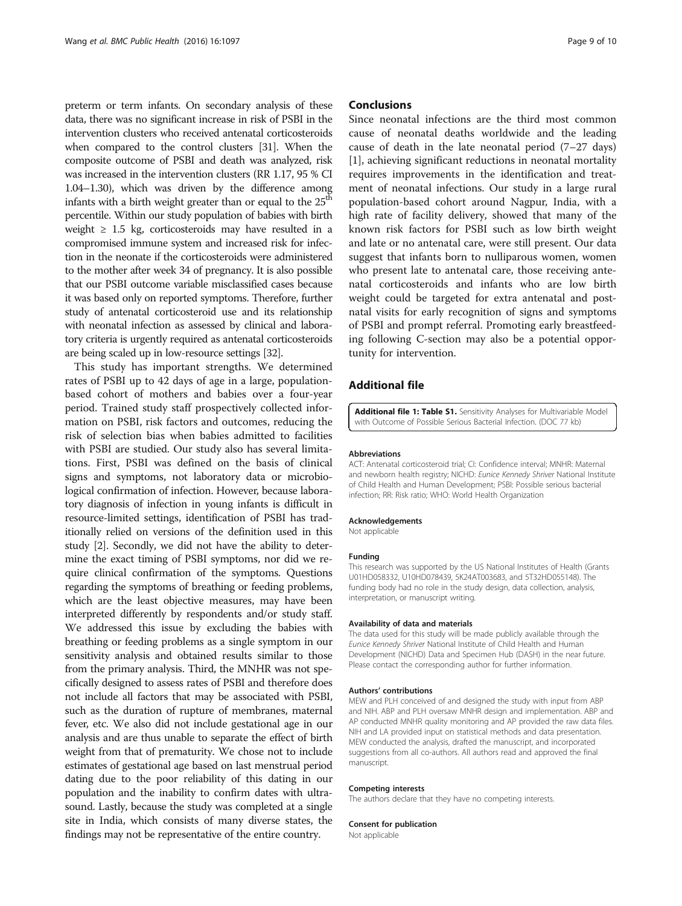preterm or term infants. On secondary analysis of these data, there was no significant increase in risk of PSBI in the intervention clusters who received antenatal corticosteroids when compared to the control clusters [31]. When the composite outcome of PSBI and death was analyzed, risk was increased in the intervention clusters (RR 1.17, 95 % CI 1.04–1.30), which was driven by the difference among infants with a birth weight greater than or equal to the 25$^{th}$ percentile. Within our study population of babies with birth weight $\geq$ 1.5 kg, corticosteroids may have resulted in a compromised immune system and increased risk for infection in the neonate if the corticosteroids were administered to the mother after week 34 of pregnancy. It is also possible that our PSBI outcome variable misclassified cases because it was based only on reported symptoms. Therefore, further study of antenatal corticosteroid use and its relationship with neonatal infection as assessed by clinical and laboratory criteria is urgently required as antenatal corticosteroids are being scaled up in low-resource settings [32].

This study has important strengths. We determined rates of PSBI up to 42 days of age in a large, population-based cohort of mothers and babies over a four-year period. Trained study staff prospectively collected information on PSBI, risk factors and outcomes, reducing the risk of selection bias when babies admitted to facilities with PSBI are studied. Our study also has several limitations. First, PSBI was defined on the basis of clinical signs and symptoms, not laboratory data or microbiological confirmation of infection. However, because laboratory diagnosis of infection in young infants is difficult in resource-limited settings, identification of PSBI has traditionally relied on versions of the definition used in this study [2]. Secondly, we did not have the ability to determine the exact timing of PSBI symptoms, nor did we require clinical confirmation of the symptoms. Questions regarding the symptoms of breathing or feeding problems, which are the least objective measures, may have been interpreted differently by respondents and/or study staff. We addressed this issue by excluding the babies with breathing or feeding problems as a single symptom in our sensitivity analysis and obtained results similar to those from the primary analysis. Third, the MNHR was not specifically designed to assess rates of PSBI and therefore does not include all factors that may be associated with PSBI, such as the duration of rupture of membranes, maternal fever, etc. We also did not include gestational age in our analysis and are thus unable to separate the effect of birth weight from that of prematurity. We chose not to include estimates of gestational age based on last menstrual period dating due to the poor reliability of this dating in our population and the inability to confirm dates with ultrasound. Lastly, because the study was completed at a single site in India, which consists of many diverse states, the findings may not be representative of the entire country.

## Conclusions

Since neonatal infections are the third most common cause of neonatal deaths worldwide and the leading cause of death in the late neonatal period (7–27 days) [1], achieving significant reductions in neonatal mortality requires improvements in the identification and treatment of neonatal infections. Our study in a large rural population-based cohort around Nagpur, India, with a high rate of facility delivery, showed that many of the known risk factors for PSBI such as low birth weight and late or no antenatal care, were still present. Our data suggest that infants born to nulliparous women, women who present late to antenatal care, those receiving antenatal corticosteroids and infants who are low birth weight could be targeted for extra antenatal and postnatal visits for early recognition of signs and symptoms of PSBI and prompt referral. Promoting early breastfeeding following C-section may also be a potential opportunity for intervention.

## Additional file

**Additional file 1: Table S1.** Sensitivity Analyses for Multivariable Model with Outcome of Possible Serious Bacterial Infection. (DOC 77 kb)

#### Abbreviations

ACT: Antenatal corticosteroid trial; CI: Confidence interval; MNHR: Maternal and newborn health registry; NICHD: *Eunice Kennedy Shriver* National Institute of Child Health and Human Development; PSBI: Possible serious bacterial infection; RR: Risk ratio; WHO: World Health Organization

#### Acknowledgements

Not applicable

#### Funding

This research was supported by the US National Institutes of Health (Grants U01HD058332, U10HD078439, 5K24AT003683, and 5T32HD055148). The funding body had no role in the study design, data collection, analysis, interpretation, or manuscript writing.

#### Availability of data and materials

The data used for this study will be made publicly available through the *Eunice Kennedy Shriver* National Institute of Child Health and Human Development (NICHD) Data and Specimen Hub (DASH) in the near future. Please contact the corresponding author for further information.

#### Authors' contributions

MEW and PLH conceived of and designed the study with input from ABP and NIH. ABP and PLH oversaw MNHR design and implementation. ABP and AP conducted MNHR quality monitoring and AP provided the raw data files. NIH and LA provided input on statistical methods and data presentation. MEW conducted the analysis, drafted the manuscript, and incorporated suggestions from all co-authors. All authors read and approved the final manuscript.

#### Competing interests

The authors declare that they have no competing interests.

#### Consent for publication

Not applicable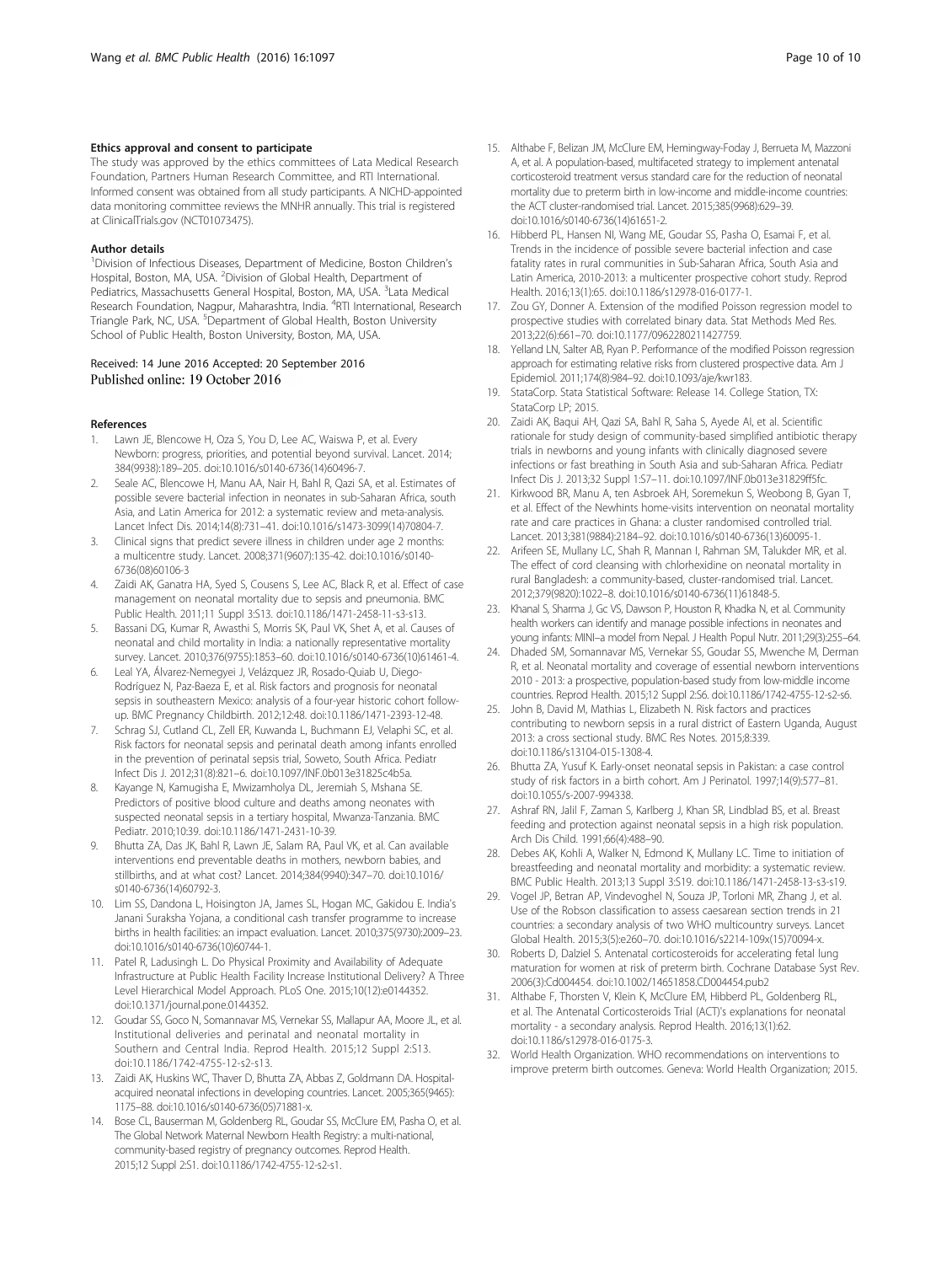#### Ethics approval and consent to participate

The study was approved by the ethics committees of Lata Medical Research Foundation, Partners Human Research Committee, and RTI International. Informed consent was obtained from all study participants. A NICHD-appointed data monitoring committee reviews the MNHR annually. This trial is registered at ClinicalTrials.gov (NCT01073475).

#### Author details

[1]Division of Infectious Diseases, Department of Medicine, Boston Children's Hospital, Boston, MA, USA. [2]Division of Global Health, Department of Pediatrics, Massachusetts General Hospital, Boston, MA, USA. [3]Lata Medical Research Foundation, Nagpur, Maharashtra, India. [4]RTI International, Research Triangle Park, NC, USA. [5]Department of Global Health, Boston University School of Public Health, Boston University, Boston, MA, USA.

Received: 14 June 2016 Accepted: 20 September 2016
Published online: 19 October 2016

#### References

1. Lawn JE, Blencowe H, Oza S, You D, Lee AC, Waiswa P, et al. Every Newborn: progress, priorities, and potential beyond survival. Lancet. 2014; 384(9938):189–205. doi:10.1016/s0140-6736(14)60496-7.
2. Seale AC, Blencowe H, Manu AA, Nair H, Bahl R, Qazi SA, et al. Estimates of possible severe bacterial infection in neonates in sub-Saharan Africa, south Asia, and Latin America for 2012: a systematic review and meta-analysis. Lancet Infect Dis. 2014;14(8):731–41. doi:10.1016/s1473-3099(14)70804-7.
3. Clinical signs that predict severe illness in children under age 2 months: a multicentre study. Lancet. 2008;371(9607):135-42. doi:10.1016/s0140-6736(08)60106-3
4. Zaidi AK, Ganatra HA, Syed S, Cousens S, Lee AC, Black R, et al. Effect of case management on neonatal mortality due to sepsis and pneumonia. BMC Public Health. 2011;11 Suppl 3:S13. doi:10.1186/1471-2458-11-s3-s13.
5. Bassani DG, Kumar R, Awasthi S, Morris SK, Paul VK, Shet A, et al. Causes of neonatal and child mortality in India: a nationally representative mortality survey. Lancet. 2010;376(9755):1853–60. doi:10.1016/s0140-6736(10)61461-4.
6. Leal YA, Álvarez-Nemegyei J, Velázquez JR, Rosado-Quiab U, Diego-Rodríguez N, Paz-Baeza E, et al. Risk factors and prognosis for neonatal sepsis in southeastern Mexico: analysis of a four-year historic cohort follow-up. BMC Pregnancy Childbirth. 2012;12:48. doi:10.1186/1471-2393-12-48.
7. Schrag SJ, Cutland CL, Zell ER, Kuwanda L, Buchmann EJ, Velaphi SC, et al. Risk factors for neonatal sepsis and perinatal death among infants enrolled in the prevention of perinatal sepsis trial, Soweto, South Africa. Pediatr Infect Dis J. 2012;31(8):821–6. doi:10.1097/INF.0b013e31825c4b5a.
8. Kayange N, Kamugisha E, Mwizamholya DL, Jeremiah S, Mshana SE. Predictors of positive blood culture and deaths among neonates with suspected neonatal sepsis in a tertiary hospital, Mwanza-Tanzania. BMC Pediatr. 2010;10:39. doi:10.1186/1471-2431-10-39.
9. Bhutta ZA, Das JK, Bahl R, Lawn JE, Salam RA, Paul VK, et al. Can available interventions end preventable deaths in mothers, newborn babies, and stillbirths, and at what cost? Lancet. 2014;384(9940):347–70. doi:10.1016/s0140-6736(14)60792-3.
10. Lim SS, Dandona L, Hoisington JA, James SL, Hogan MC, Gakidou E. India's Janani Suraksha Yojana, a conditional cash transfer programme to increase births in health facilities: an impact evaluation. Lancet. 2010;375(9730):2009–23. doi:10.1016/s0140-6736(10)60744-1.
11. Patel R, Ladusingh L. Do Physical Proximity and Availability of Adequate Infrastructure at Public Health Facility Increase Institutional Delivery? A Three Level Hierarchical Model Approach. PLoS One. 2015;10(12):e0144352. doi:10.1371/journal.pone.0144352.
12. Goudar SS, Goco N, Somannavar MS, Vernekar SS, Mallapur AA, Moore JL, et al. Institutional deliveries and perinatal and neonatal mortality in Southern and Central India. Reprod Health. 2015;12 Suppl 2:S13. doi:10.1186/1742-4755-12-s2-s13.
13. Zaidi AK, Huskins WC, Thaver D, Bhutta ZA, Abbas Z, Goldmann DA. Hospital-acquired neonatal infections in developing countries. Lancet. 2005;365(9465): 1175–88. doi:10.1016/s0140-6736(05)71881-x.
14. Bose CL, Bauserman M, Goldenberg RL, Goudar SS, McClure EM, Pasha O, et al. The Global Network Maternal Newborn Health Registry: a multi-national, community-based registry of pregnancy outcomes. Reprod Health. 2015;12 Suppl 2:S1. doi:10.1186/1742-4755-12-s2-s1.
15. Althabe F, Belizan JM, McClure EM, Hemingway-Foday J, Berrueta M, Mazzoni A, et al. A population-based, multifaceted strategy to implement antenatal corticosteroid treatment versus standard care for the reduction of neonatal mortality due to preterm birth in low-income and middle-income countries: the ACT cluster-randomised trial. Lancet. 2015;385(9968):629–39. doi:10.1016/s0140-6736(14)61651-2.
16. Hibberd PL, Hansen NI, Wang ME, Goudar SS, Pasha O, Esamai F, et al. Trends in the incidence of possible severe bacterial infection and case fatality rates in rural communities in Sub-Saharan Africa, South Asia and Latin America, 2010-2013: a multicenter prospective cohort study. Reprod Health. 2016;13(1):65. doi:10.1186/s12978-016-0177-1.
17. Zou GY, Donner A. Extension of the modified Poisson regression model to prospective studies with correlated binary data. Stat Methods Med Res. 2013;22(6):661–70. doi:10.1177/0962280211427759.
18. Yelland LN, Salter AB, Ryan P. Performance of the modified Poisson regression approach for estimating relative risks from clustered prospective data. Am J Epidemiol. 2011;174(8):984–92. doi:10.1093/aje/kwr183.
19. StataCorp. Stata Statistical Software: Release 14. College Station, TX: StataCorp LP; 2015.
20. Zaidi AK, Baqui AH, Qazi SA, Bahl R, Saha S, Ayede AI, et al. Scientific rationale for study design of community-based simplified antibiotic therapy trials in newborns and young infants with clinically diagnosed severe infections or fast breathing in South Asia and sub-Saharan Africa. Pediatr Infect Dis J. 2013;32 Suppl 1:S7–11. doi:10.1097/INF.0b013e31829ff5fc.
21. Kirkwood BR, Manu A, ten Asbroek AH, Soremekun S, Weobong B, Gyan T, et al. Effect of the Newhints home-visits intervention on neonatal mortality rate and care practices in Ghana: a cluster randomised controlled trial. Lancet. 2013;381(9884):2184–92. doi:10.1016/s0140-6736(13)60095-1.
22. Arifeen SE, Mullany LC, Shah R, Mannan I, Rahman SM, Talukder MR, et al. The effect of cord cleansing with chlorhexidine on neonatal mortality in rural Bangladesh: a community-based, cluster-randomised trial. Lancet. 2012;379(9820):1022–8. doi:10.1016/s0140-6736(11)61848-5.
23. Khanal S, Sharma J, Gc VS, Dawson P, Houston R, Khadka N, et al. Community health workers can identify and manage possible infections in neonates and young infants: MINI–a model from Nepal. J Health Popul Nutr. 2011;29(3):255–64.
24. Dhaded SM, Somannavar MS, Vernekar SS, Goudar SS, Mwenche M, Derman R, et al. Neonatal mortality and coverage of essential newborn interventions 2010 - 2013: a prospective, population-based study from low-middle income countries. Reprod Health. 2015;12 Suppl 2:S6. doi:10.1186/1742-4755-12-s2-s6.
25. John B, David M, Mathias L, Elizabeth N. Risk factors and practices contributing to newborn sepsis in a rural district of Eastern Uganda, August 2013: a cross sectional study. BMC Res Notes. 2015;8:339. doi:10.1186/s13104-015-1308-4.
26. Bhutta ZA, Yusuf K. Early-onset neonatal sepsis in Pakistan: a case control study of risk factors in a birth cohort. Am J Perinatol. 1997;14(9):577–81. doi:10.1055/s-2007-994338.
27. Ashraf RN, Jalil F, Zaman S, Karlberg J, Khan SR, Lindblad BS, et al. Breast feeding and protection against neonatal sepsis in a high risk population. Arch Dis Child. 1991;66(4):488–90.
28. Debes AK, Kohli A, Walker N, Edmond K, Mullany LC. Time to initiation of breastfeeding and neonatal mortality and morbidity: a systematic review. BMC Public Health. 2013;13 Suppl 3:S19. doi:10.1186/1471-2458-13-s3-s19.
29. Vogel JP, Betran AP, Vindevoghel N, Souza JP, Torloni MR, Zhang J, et al. Use of the Robson classification to assess caesarean section trends in 21 countries: a secondary analysis of two WHO multicountry surveys. Lancet Global Health. 2015;3(5):e260–70. doi:10.1016/s2214-109x(15)70094-x.
30. Roberts D, Dalziel S. Antenatal corticosteroids for accelerating fetal lung maturation for women at risk of preterm birth. Cochrane Database Syst Rev. 2006(3):Cd004454. doi:10.1002/14651858.CD004454.pub2
31. Althabe F, Thorsten V, Klein K, McClure EM, Hibberd PL, Goldenberg RL, et al. The Antenatal Corticosteroids Trial (ACT)'s explanations for neonatal mortality - a secondary analysis. Reprod Health. 2016;13(1):62. doi:10.1186/s12978-016-0175-3.
32. World Health Organization. WHO recommendations on interventions to improve preterm birth outcomes. Geneva: World Health Organization; 2015.